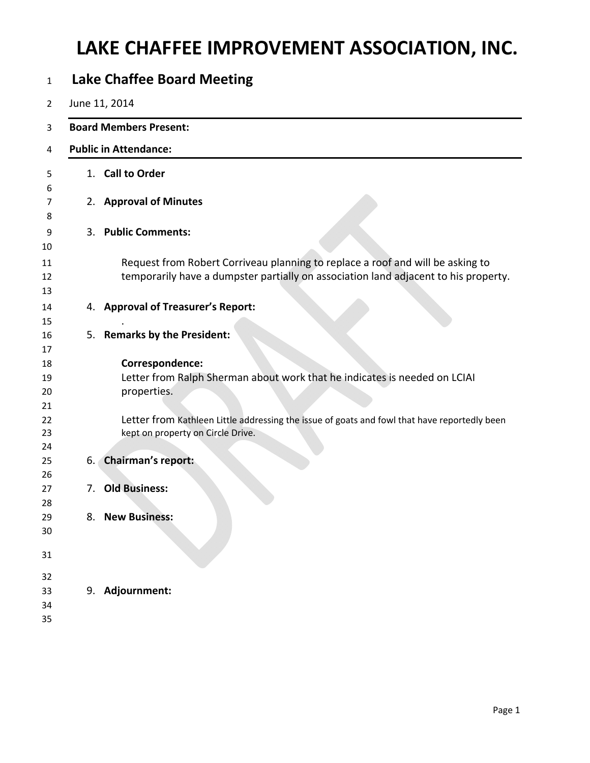# LAKE CHAFFEE IMPROVEMENT ASSOCIATION, INC.

## Lake Chaffee Board Meeting

June 11, 2014

**Board Members Present:**

**Public in Attendance:**

1. **Call to Order**

2. **Approval of Minutes**

3. **Public Comments:**

   Request from Robert Corriveau planning to replace a roof and will be asking to temporarily have a dumpster partially on association land adjacent to his property.

4. **Approval of Treasurer's Report:**

   .

5. **Remarks by the President:**

   **Correspondence:**
   Letter from Ralph Sherman about work that he indicates is needed on LCIAI properties.

   Letter from Kathleen Little addressing the issue of goats and fowl that have reportedly been kept on property on Circle Drive.

6. **Chairman's report:**

7. **Old Business:**

8. **New Business:**

9. **Adjournment:**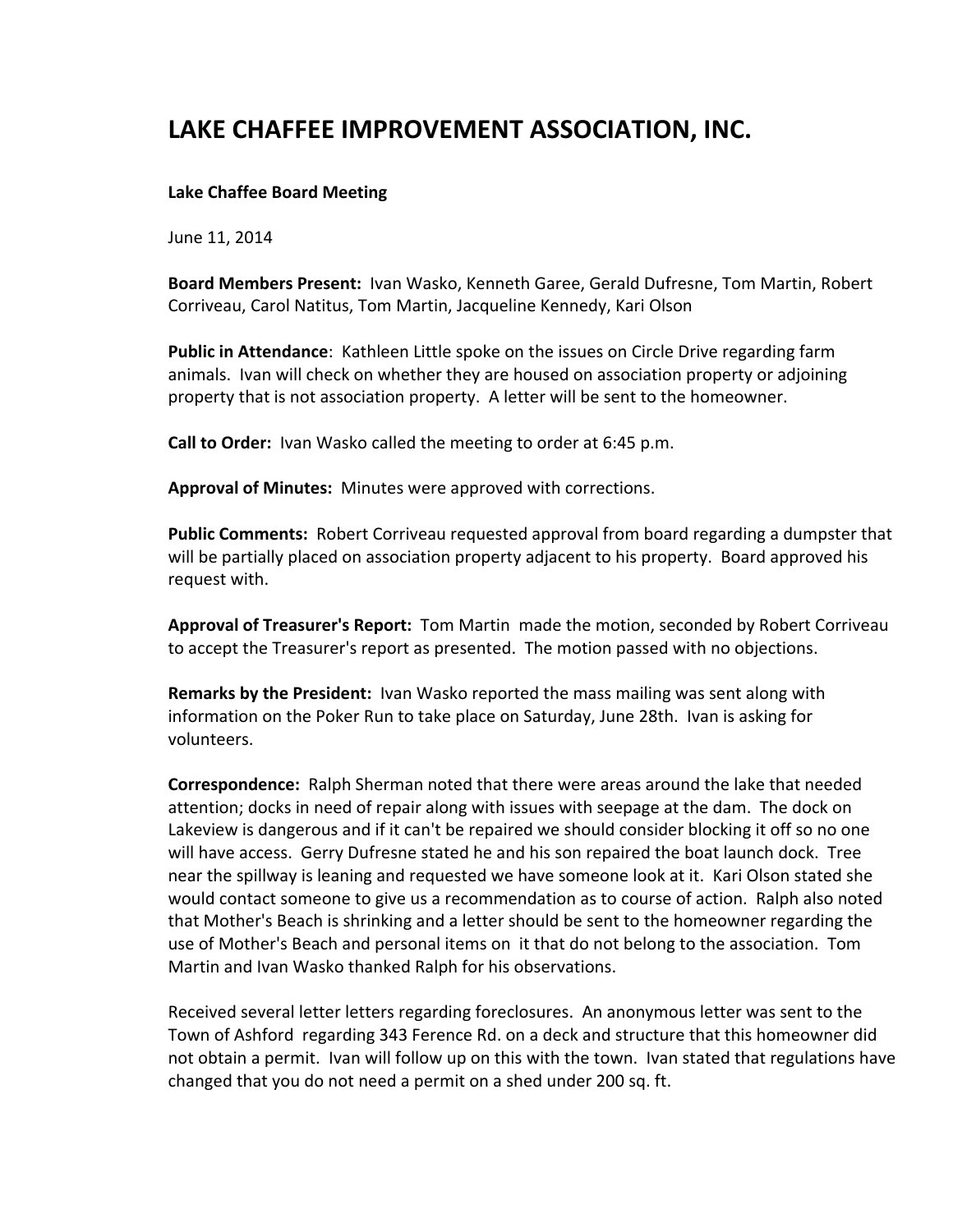# LAKE CHAFFEE IMPROVEMENT ASSOCIATION, INC.

**Lake Chaffee Board Meeting**

June 11, 2014

**Board Members Present:** Ivan Wasko, Kenneth Garee, Gerald Dufresne, Tom Martin, Robert Corriveau, Carol Natitus, Tom Martin, Jacqueline Kennedy, Kari Olson

**Public in Attendance**: Kathleen Little spoke on the issues on Circle Drive regarding farm animals. Ivan will check on whether they are housed on association property or adjoining property that is not association property. A letter will be sent to the homeowner.

**Call to Order:** Ivan Wasko called the meeting to order at 6:45 p.m.

**Approval of Minutes:** Minutes were approved with corrections.

**Public Comments:** Robert Corriveau requested approval from board regarding a dumpster that will be partially placed on association property adjacent to his property. Board approved his request with.

**Approval of Treasurer's Report:** Tom Martin made the motion, seconded by Robert Corriveau to accept the Treasurer's report as presented. The motion passed with no objections.

**Remarks by the President:** Ivan Wasko reported the mass mailing was sent along with information on the Poker Run to take place on Saturday, June 28th. Ivan is asking for volunteers.

**Correspondence:** Ralph Sherman noted that there were areas around the lake that needed attention; docks in need of repair along with issues with seepage at the dam. The dock on Lakeview is dangerous and if it can't be repaired we should consider blocking it off so no one will have access. Gerry Dufresne stated he and his son repaired the boat launch dock. Tree near the spillway is leaning and requested we have someone look at it. Kari Olson stated she would contact someone to give us a recommendation as to course of action. Ralph also noted that Mother's Beach is shrinking and a letter should be sent to the homeowner regarding the use of Mother's Beach and personal items on it that do not belong to the association. Tom Martin and Ivan Wasko thanked Ralph for his observations.

Received several letter letters regarding foreclosures. An anonymous letter was sent to the Town of Ashford regarding 343 Ference Rd. on a deck and structure that this homeowner did not obtain a permit. Ivan will follow up on this with the town. Ivan stated that regulations have changed that you do not need a permit on a shed under 200 sq. ft.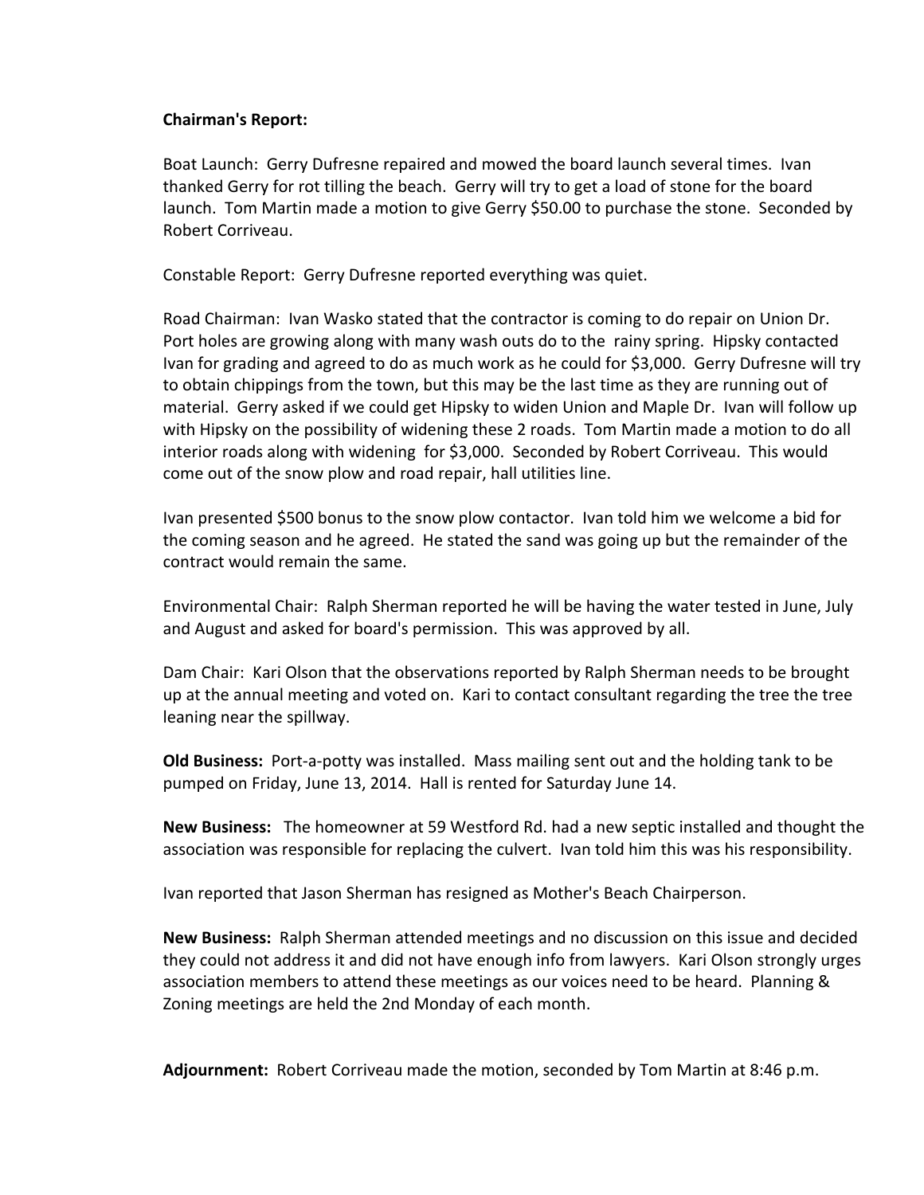**Chairman's Report:**

Boat Launch: Gerry Dufresne repaired and mowed the board launch several times. Ivan thanked Gerry for rot tilling the beach. Gerry will try to get a load of stone for the board launch. Tom Martin made a motion to give Gerry $50.00 to purchase the stone. Seconded by Robert Corriveau.

Constable Report: Gerry Dufresne reported everything was quiet.

Road Chairman: Ivan Wasko stated that the contractor is coming to do repair on Union Dr. Port holes are growing along with many wash outs do to the rainy spring. Hipsky contacted Ivan for grading and agreed to do as much work as he could for $3,000. Gerry Dufresne will try to obtain chippings from the town, but this may be the last time as they are running out of material. Gerry asked if we could get Hipsky to widen Union and Maple Dr. Ivan will follow up with Hipsky on the possibility of widening these 2 roads. Tom Martin made a motion to do all interior roads along with widening for $3,000. Seconded by Robert Corriveau. This would come out of the snow plow and road repair, hall utilities line.

Ivan presented $500 bonus to the snow plow contactor. Ivan told him we welcome a bid for the coming season and he agreed. He stated the sand was going up but the remainder of the contract would remain the same.

Environmental Chair: Ralph Sherman reported he will be having the water tested in June, July and August and asked for board's permission. This was approved by all.

Dam Chair: Kari Olson that the observations reported by Ralph Sherman needs to be brought up at the annual meeting and voted on. Kari to contact consultant regarding the tree the tree leaning near the spillway.

**Old Business:** Port-a-potty was installed. Mass mailing sent out and the holding tank to be pumped on Friday, June 13, 2014. Hall is rented for Saturday June 14.

**New Business:** The homeowner at 59 Westford Rd. had a new septic installed and thought the association was responsible for replacing the culvert. Ivan told him this was his responsibility.

Ivan reported that Jason Sherman has resigned as Mother's Beach Chairperson.

**New Business:** Ralph Sherman attended meetings and no discussion on this issue and decided they could not address it and did not have enough info from lawyers. Kari Olson strongly urges association members to attend these meetings as our voices need to be heard. Planning & Zoning meetings are held the 2nd Monday of each month.

**Adjournment:** Robert Corriveau made the motion, seconded by Tom Martin at 8:46 p.m.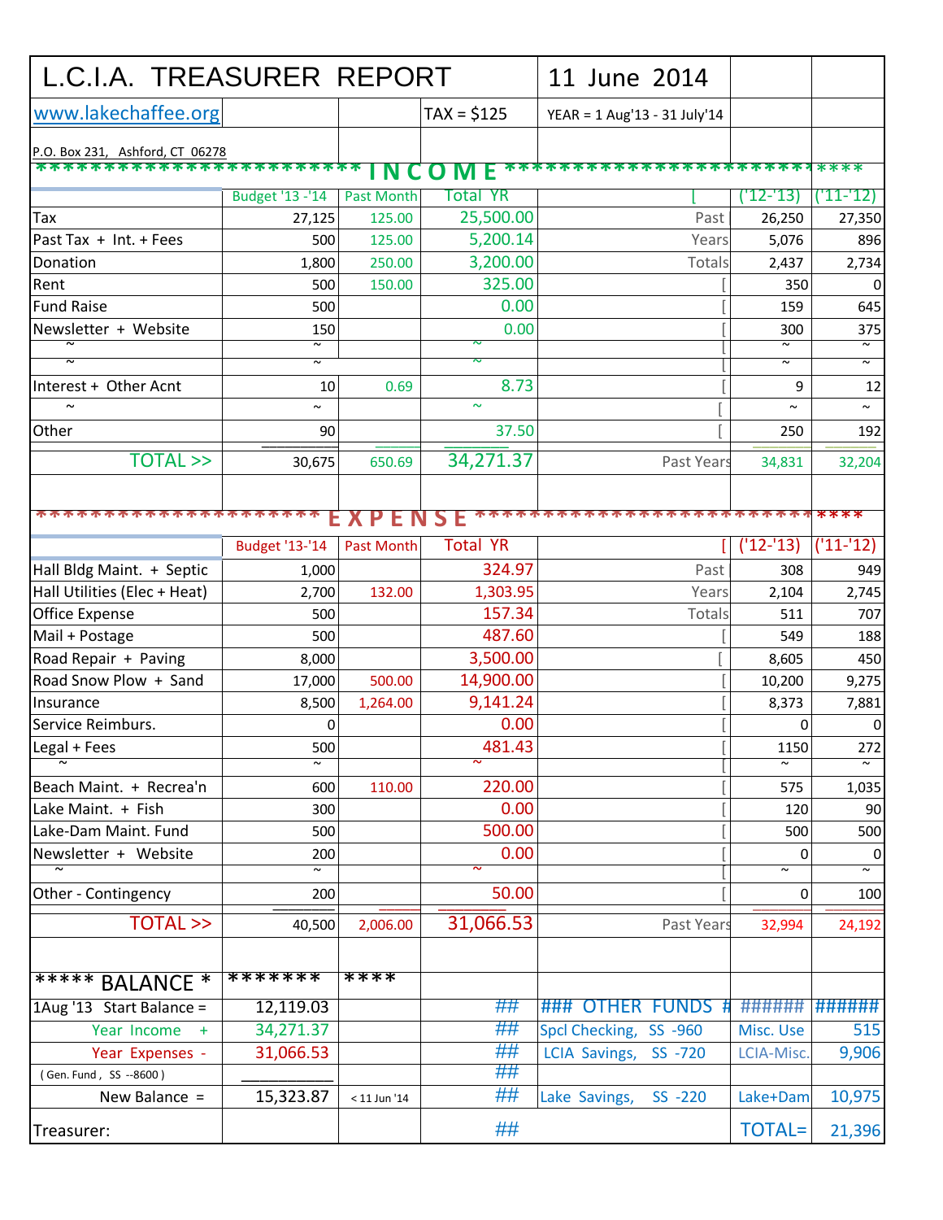# L.C.I.A. TREASURER REPORT

11 June 2014

www.lakechaffee.org

TAX = $125

YEAR = 1 Aug'13 - 31 July'14

P.O. Box 231, Ashford, CT 06278

## ************************* INCOME *****************************

| | Budget '13 -'14 | Past Month | Total YR | [ | ('12-'13) | ('11-'12) |
|---|---|---|---|---|---|---|
| Tax | 27,125 | 125.00 | 25,500.00 | Past | 26,250 | 27,350 |
| Past Tax + Int. + Fees | 500 | 125.00 | 5,200.14 | Years | 5,076 | 896 |
| Donation | 1,800 | 250.00 | 3,200.00 | Totals | 2,437 | 2,734 |
| Rent | 500 | 150.00 | 325.00 | [ | 350 | 0 |
| Fund Raise | 500 | | 0.00 | [ | 159 | 645 |
| Newsletter + Website | 150 | | 0.00 | [ | 300 | 375 |
| ~ | ~ | | ~ | [ | ~ | ~ |
| ~ | ~ | | ~ | [ | ~ | ~ |
| Interest + Other Acnt | 10 | 0.69 | 8.73 | [ | 9 | 12 |
| ~ | ~ | | ~ | [ | ~ | ~ |
| Other | 90 | | 37.50 | [ | 250 | 192 |
| TOTAL >> | 30,675 | 650.69 | 34,271.37 | Past Years | 34,831 | 32,204 |

## ********************** EXPENSE ******************************

| | Budget '13-'14 | Past Month | Total YR | [ | ('12-'13) | ('11-'12) |
|---|---|---|---|---|---|---|
| Hall Bldg Maint. + Septic | 1,000 | | 324.97 | Past | 308 | 949 |
| Hall Utilities (Elec + Heat) | 2,700 | 132.00 | 1,303.95 | Years | 2,104 | 2,745 |
| Office Expense | 500 | | 157.34 | Totals | 511 | 707 |
| Mail + Postage | 500 | | 487.60 | [ | 549 | 188 |
| Road Repair + Paving | 8,000 | | 3,500.00 | [ | 8,605 | 450 |
| Road Snow Plow + Sand | 17,000 | 500.00 | 14,900.00 | [ | 10,200 | 9,275 |
| Insurance | 8,500 | 1,264.00 | 9,141.24 | [ | 8,373 | 7,881 |
| Service Reimburs. | 0 | | 0.00 | [ | 0 | 0 |
| Legal + Fees | 500 | | 481.43 | [ | 1150 | 272 |
| ~ | ~ | | ~ | [ | ~ | ~ |
| Beach Maint. + Recrea'n | 600 | 110.00 | 220.00 | [ | 575 | 1,035 |
| Lake Maint. + Fish | 300 | | 0.00 | [ | 120 | 90 |
| Lake-Dam Maint. Fund | 500 | | 500.00 | [ | 500 | 500 |
| Newsletter + Website | 200 | | 0.00 | [ | 0 | 0 |
| ~ | ~ | | ~ | [ | ~ | ~ |
| Other - Contingency | 200 | | 50.00 | [ | 0 | 100 |
| TOTAL >> | 40,500 | 2,006.00 | 31,066.53 | Past Years | 32,994 | 24,192 |

## ***** BALANCE * ******* ****

| | | | | | | |
|---|---|---|---|---|---|---|
| 1Aug '13 Start Balance = | 12,119.03 | | ## | ### OTHER FUNDS # | ###### | ###### |
| Year Income + | 34,271.37 | | ## | Spcl Checking, SS -960 | Misc. Use | 515 |
| Year Expenses - | 31,066.53 | | ## | LCIA Savings, SS -720 | LCIA-Misc. | 9,906 |
| ( Gen. Fund , SS --8600 ) | ________ | | ## | | | |
| New Balance = | 15,323.87 | < 11 Jun '14 | ## | Lake Savings, SS -220 | Lake+Dam | 10,975 |
| Treasurer: | | | ## | | TOTAL= | 21,396 |